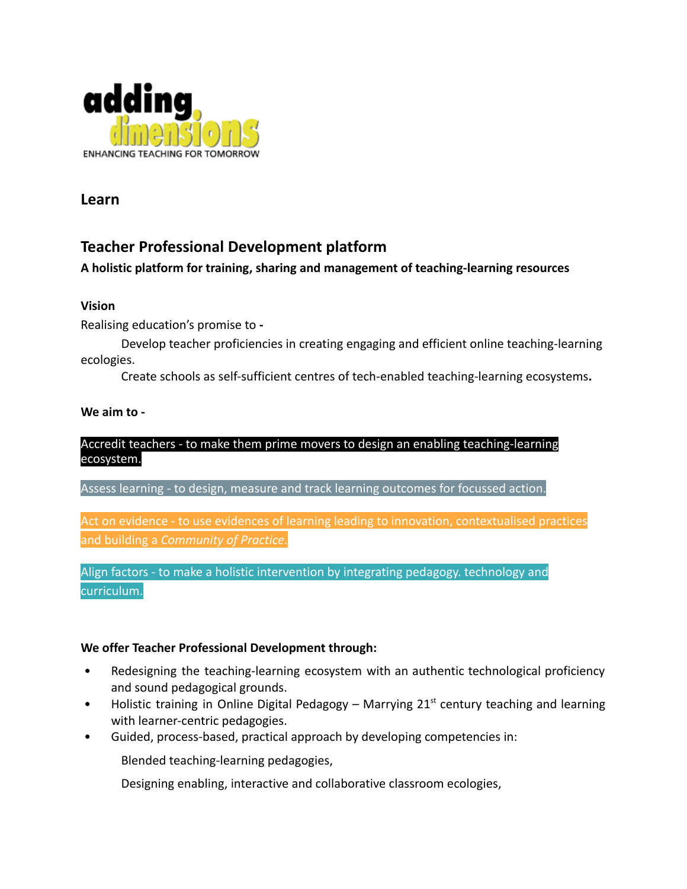adding dimensions

ENHANCING TEACHING FOR TOMORROW

## Learn

## Teacher Professional Development platform

**A holistic platform for training, sharing and management of teaching-learning resources**

**Vision**

Realising education's promise to **-**

Develop teacher proficiencies in creating engaging and efficient online teaching-learning ecologies.

Create schools as self-sufficient centres of tech-enabled teaching-learning ecosystems**.**

**We aim to -**

Accredit teachers - to make them prime movers to design an enabling teaching-learning ecosystem.

Assess learning - to design, measure and track learning outcomes for focussed action.

Act on evidence - to use evidences of learning leading to innovation, contextualised practices and building a *Community of Practice*.

Align factors - to make a holistic intervention by integrating pedagogy. technology and curriculum.

**We offer Teacher Professional Development through:**

- Redesigning the teaching-learning ecosystem with an authentic technological proficiency and sound pedagogical grounds.
- Holistic training in Online Digital Pedagogy – Marrying 21st century teaching and learning with learner-centric pedagogies.
- Guided, process-based, practical approach by developing competencies in:

  Blended teaching-learning pedagogies,

  Designing enabling, interactive and collaborative classroom ecologies,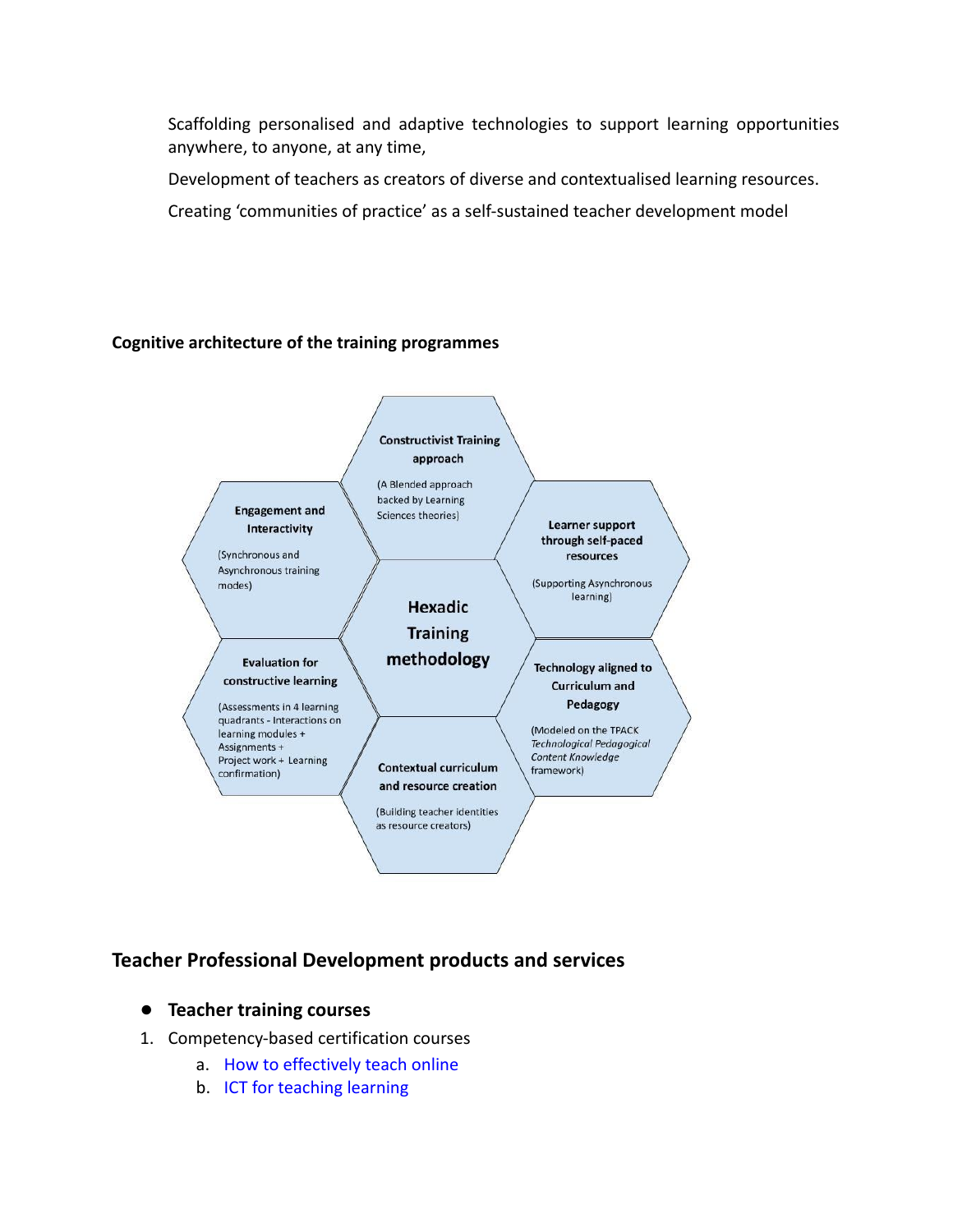Scaffolding personalised and adaptive technologies to support learning opportunities anywhere, to anyone, at any time,

Development of teachers as creators of diverse and contextualised learning resources.

Creating 'communities of practice' as a self-sustained teacher development model

**Cognitive architecture of the training programmes**

**Hexadic Training methodology**

**Constructivist Training approach**
(A Blended approach backed by Learning Sciences theories)

**Learner support through self-paced resources**
(Supporting Asynchronous learning)

**Technology aligned to Curriculum and Pedagogy**
(Modeled on the TPACK *Technological Pedagogical Content Knowledge* framework)

**Contextual curriculum and resource creation**
(Building teacher identities as resource creators)

**Evaluation for constructive learning**
(Assessments in 4 learning quadrants - Interactions on learning modules + Assignments + Project work + Learning confirmation)

**Engagement and Interactivity**
(Synchronous and Asynchronous training modes)

## Teacher Professional Development products and services

- **Teacher training courses**

1. Competency-based certification courses
    a. How to effectively teach online
    b. ICT for teaching learning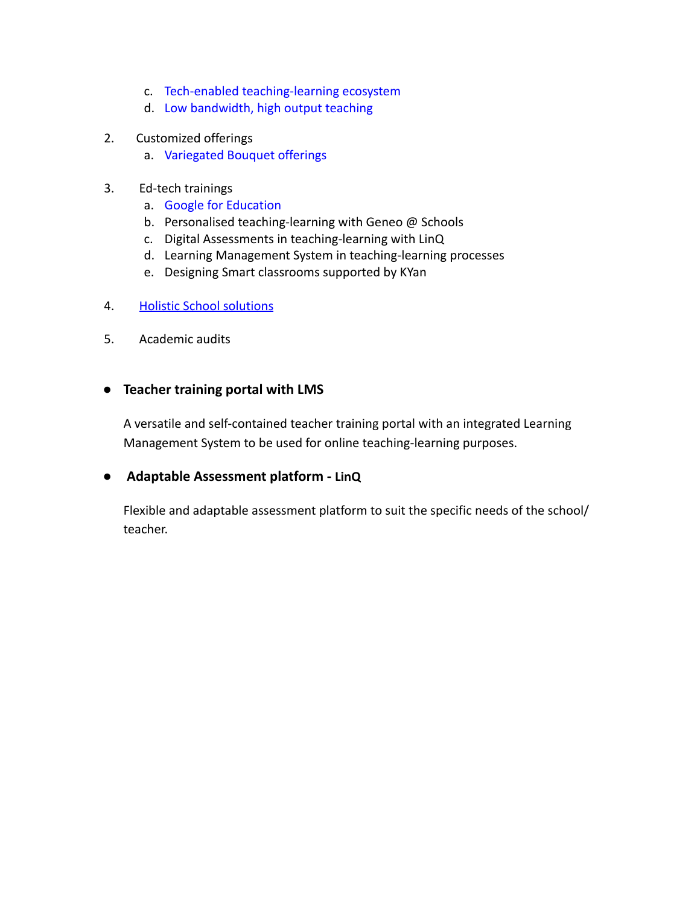c. Tech-enabled teaching-learning ecosystem
   d. Low bandwidth, high output teaching

2. Customized offerings
   a. Variegated Bouquet offerings

3. Ed-tech trainings
   a. Google for Education
   b. Personalised teaching-learning with Geneo @ Schools
   c. Digital Assessments in teaching-learning with LinQ
   d. Learning Management System in teaching-learning processes
   e. Designing Smart classrooms supported by KYan

4. Holistic School solutions

5. Academic audits

- **Teacher training portal with LMS**

  A versatile and self-contained teacher training portal with an integrated Learning Management System to be used for online teaching-learning purposes.

- **Adaptable Assessment platform - LinQ**

  Flexible and adaptable assessment platform to suit the specific needs of the school/ teacher.